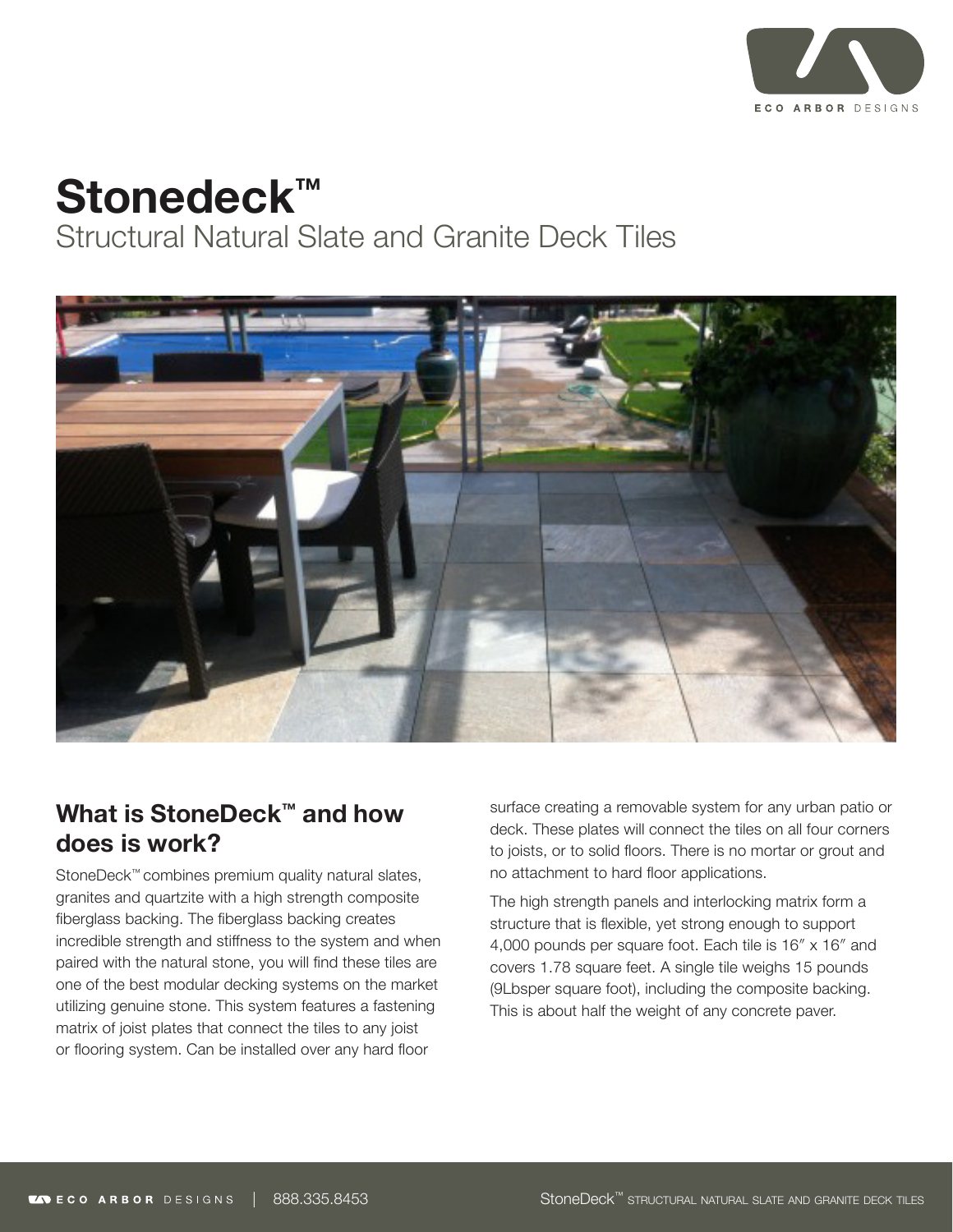# Stonedeck™

## Structural Natural Slate and Granite Deck Tiles

## What is StoneDeck™ and how does is work?

StoneDeck™ combines premium quality natural slates, granites and quartzite with a high strength composite fiberglass backing. The fiberglass backing creates incredible strength and stiffness to the system and when paired with the natural stone, you will find these tiles are one of the best modular decking systems on the market utilizing genuine stone. This system features a fastening matrix of joist plates that connect the tiles to any joist or flooring system. Can be installed over any hard floor surface creating a removable system for any urban patio or deck. These plates will connect the tiles on all four corners to joists, or to solid floors. There is no mortar or grout and no attachment to hard floor applications.

The high strength panels and interlocking matrix form a structure that is flexible, yet strong enough to support 4,000 pounds per square foot. Each tile is 16″ x 16″ and covers 1.78 square feet. A single tile weighs 15 pounds (9Lbsper square foot), including the composite backing. This is about half the weight of any concrete paver.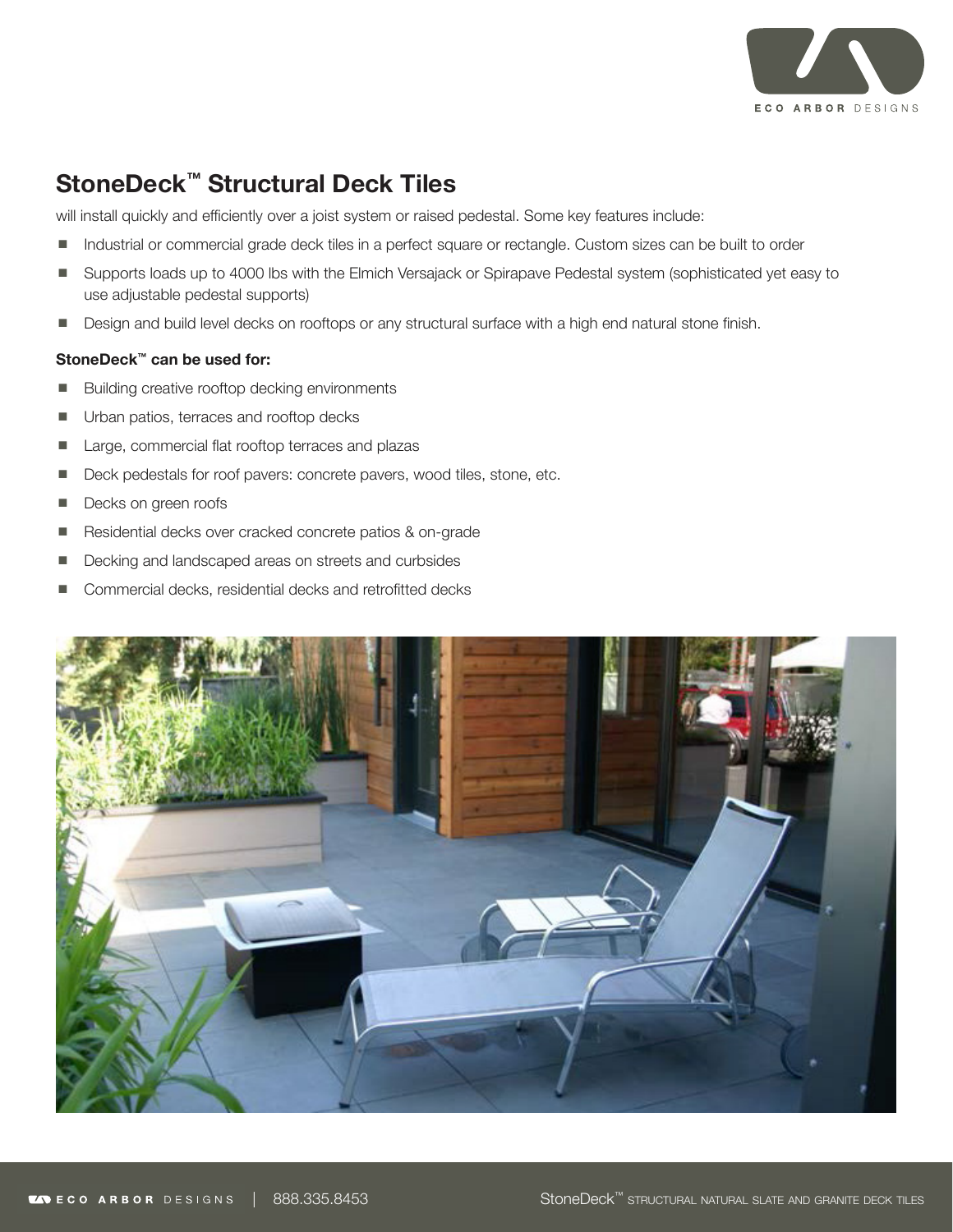## StoneDeck™ Structural Deck Tiles

will install quickly and efficiently over a joist system or raised pedestal. Some key features include:

- Industrial or commercial grade deck tiles in a perfect square or rectangle. Custom sizes can be built to order
- Supports loads up to 4000 lbs with the Elmich Versajack or Spirapave Pedestal system (sophisticated yet easy to use adjustable pedestal supports)
- Design and build level decks on rooftops or any structural surface with a high end natural stone finish.

**StoneDeck™ can be used for:**

- Building creative rooftop decking environments
- Urban patios, terraces and rooftop decks
- Large, commercial flat rooftop terraces and plazas
- Deck pedestals for roof pavers: concrete pavers, wood tiles, stone, etc.
- Decks on green roofs
- Residential decks over cracked concrete patios & on-grade
- Decking and landscaped areas on streets and curbsides
- Commercial decks, residential decks and retrofitted decks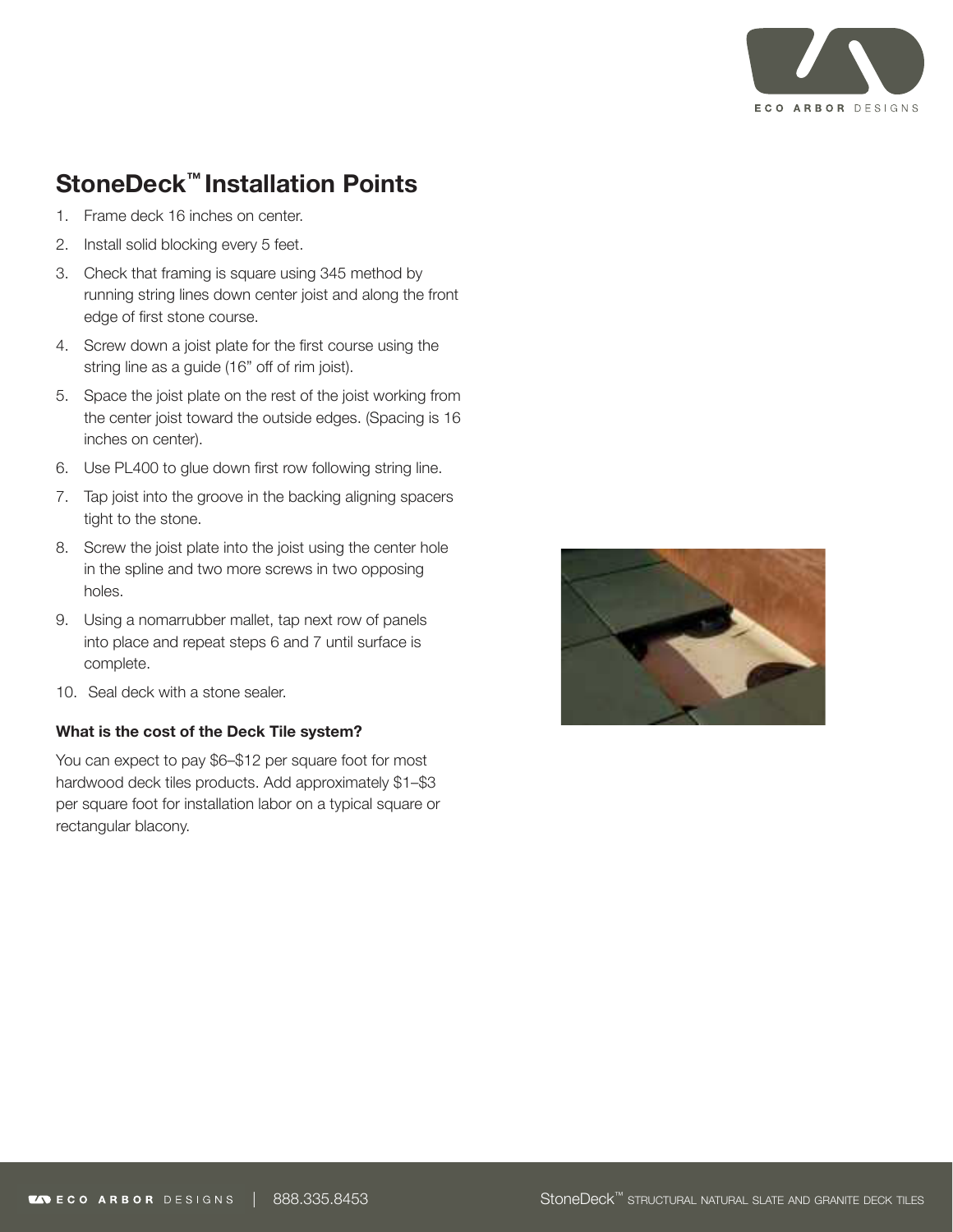## StoneDeck™ Installation Points

1. Frame deck 16 inches on center.
2. Install solid blocking every 5 feet.
3. Check that framing is square using 345 method by running string lines down center joist and along the front edge of first stone course.
4. Screw down a joist plate for the first course using the string line as a guide (16" off of rim joist).
5. Space the joist plate on the rest of the joist working from the center joist toward the outside edges. (Spacing is 16 inches on center).
6. Use PL400 to glue down first row following string line.
7. Tap joist into the groove in the backing aligning spacers tight to the stone.
8. Screw the joist plate into the joist using the center hole in the spline and two more screws in two opposing holes.
9. Using a nomarrubber mallet, tap next row of panels into place and repeat steps 6 and 7 until surface is complete.
10. Seal deck with a stone sealer.

**What is the cost of the Deck Tile system?**

You can expect to pay $6–$12 per square foot for most hardwood deck tiles products. Add approximately $1–$3 per square foot for installation labor on a typical square or rectangular blacony.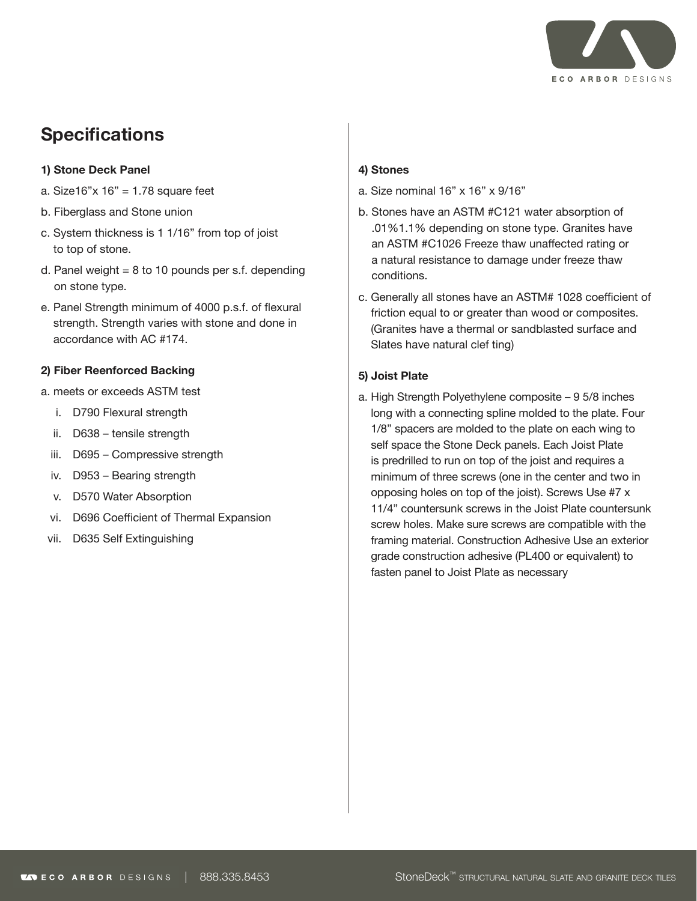## Specifications

**1) Stone Deck Panel**

a. Size16"x 16" = 1.78 square feet

b. Fiberglass and Stone union

c. System thickness is 1 1/16" from top of joist to top of stone.

d. Panel weight = 8 to 10 pounds per s.f. depending on stone type.

e. Panel Strength minimum of 4000 p.s.f. of flexural strength. Strength varies with stone and done in accordance with AC #174.

**2) Fiber Reenforced Backing**

a. meets or exceeds ASTM test

   i. D790 Flexural strength
   ii. D638 – tensile strength
   iii. D695 – Compressive strength
   iv. D953 – Bearing strength
   v. D570 Water Absorption
   vi. D696 Coefficient of Thermal Expansion
   vii. D635 Self Extinguishing

**4) Stones**

a. Size nominal 16" x 16" x 9/16"

b. Stones have an ASTM #C121 water absorption of .01%1.1% depending on stone type. Granites have an ASTM #C1026 Freeze thaw unaffected rating or a natural resistance to damage under freeze thaw conditions.

c. Generally all stones have an ASTM# 1028 coefficient of friction equal to or greater than wood or composites. (Granites have a thermal or sandblasted surface and Slates have natural clef ting)

**5) Joist Plate**

a. High Strength Polyethylene composite – 9 5/8 inches long with a connecting spline molded to the plate. Four 1/8" spacers are molded to the plate on each wing to self space the Stone Deck panels. Each Joist Plate is predrilled to run on top of the joist and requires a minimum of three screws (one in the center and two in opposing holes on top of the joist). Screws Use #7 x 11/4" countersunk screws in the Joist Plate countersunk screw holes. Make sure screws are compatible with the framing material. Construction Adhesive Use an exterior grade construction adhesive (PL400 or equivalent) to fasten panel to Joist Plate as necessary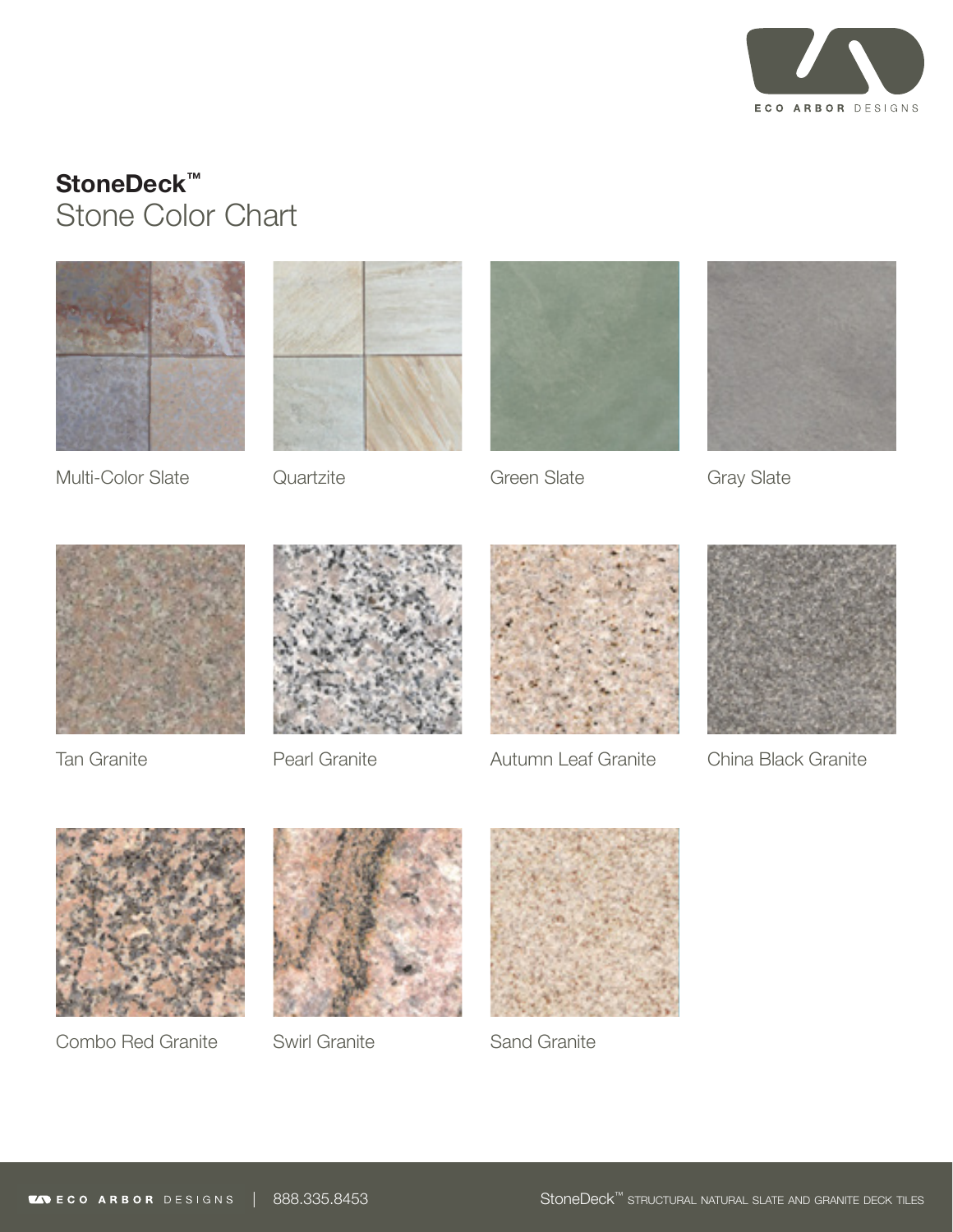# StoneDeck™

## Stone Color Chart

Multi-Color Slate

Quartzite

Green Slate

Gray Slate

Tan Granite

Pearl Granite

Autumn Leaf Granite

China Black Granite

Combo Red Granite

Swirl Granite

Sand Granite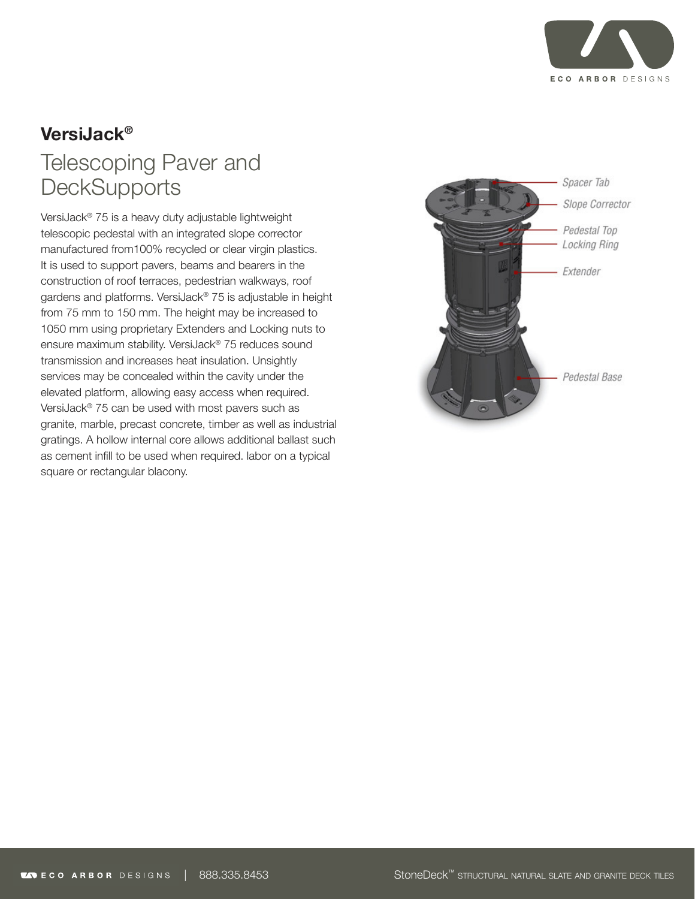## VersiJack®

# Telescoping Paver and DeckSupports

VersiJack® 75 is a heavy duty adjustable lightweight telescopic pedestal with an integrated slope corrector manufactured from100% recycled or clear virgin plastics. It is used to support pavers, beams and bearers in the construction of roof terraces, pedestrian walkways, roof gardens and platforms. VersiJack® 75 is adjustable in height from 75 mm to 150 mm. The height may be increased to 1050 mm using proprietary Extenders and Locking nuts to ensure maximum stability. VersiJack® 75 reduces sound transmission and increases heat insulation. Unsightly services may be concealed within the cavity under the elevated platform, allowing easy access when required. VersiJack® 75 can be used with most pavers such as granite, marble, precast concrete, timber as well as industrial gratings. A hollow internal core allows additional ballast such as cement infill to be used when required. labor on a typical square or rectangular blacony.

Spacer Tab

Slope Corrector

Pedestal Top

Locking Ring

Extender

Pedestal Base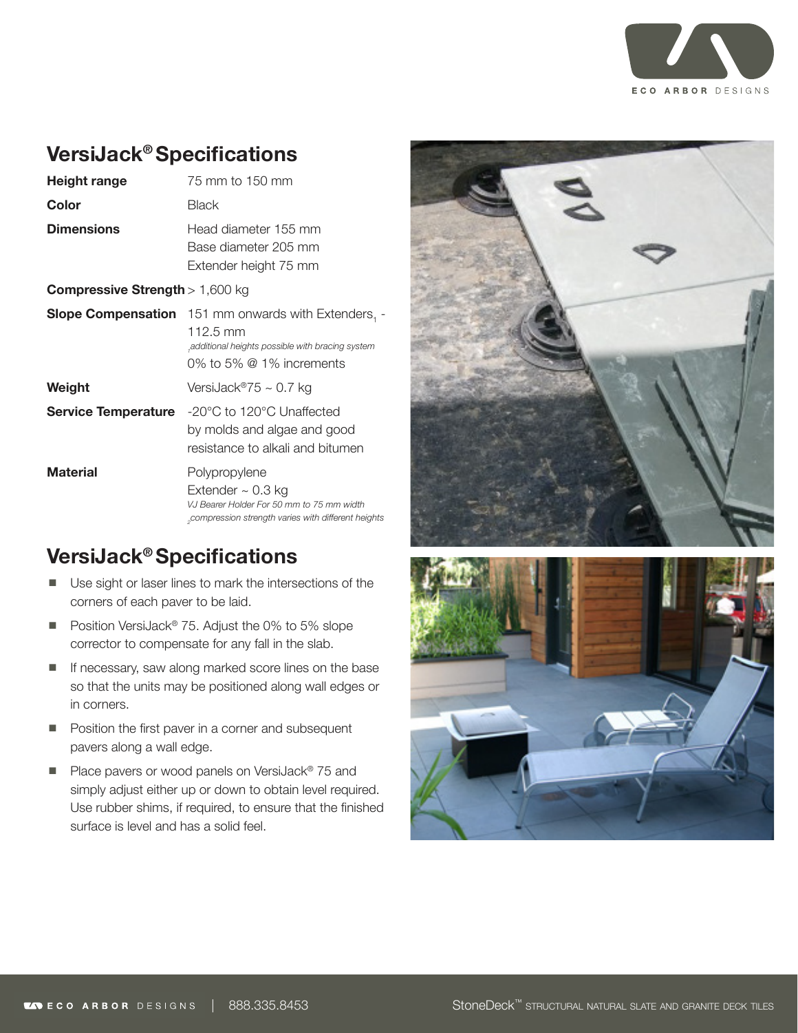## VersiJack® Specifications

| | |
|---|---|
| **Height range** | 75 mm to 150 mm |
| **Color** | Black |
| **Dimensions** | Head diameter 155 mm<br>Base diameter 205 mm<br>Extender height 75 mm |
| **Compressive Strength** | > 1,600 kg |
| **Slope Compensation** | 151 mm onwards with Extenders[1] - 112.5 mm<br>*[1]additional heights possible with bracing system*<br>0% to 5% @ 1% increments |
| **Weight** | VersiJack®75 ~ 0.7 kg |
| **Service Temperature** | -20°C to 120°C Unaffected by molds and algae and good resistance to alkali and bitumen |
| **Material** | Polypropylene<br>Extender ~ 0.3 kg<br>*VJ Bearer Holder For 50 mm to 75 mm width*<br>*[2]compression strength varies with different heights* |

## VersiJack® Specifications

- Use sight or laser lines to mark the intersections of the corners of each paver to be laid.
- Position VersiJack® 75. Adjust the 0% to 5% slope corrector to compensate for any fall in the slab.
- If necessary, saw along marked score lines on the base so that the units may be positioned along wall edges or in corners.
- Position the first paver in a corner and subsequent pavers along a wall edge.
- Place pavers or wood panels on VersiJack® 75 and simply adjust either up or down to obtain level required. Use rubber shims, if required, to ensure that the finished surface is level and has a solid feel.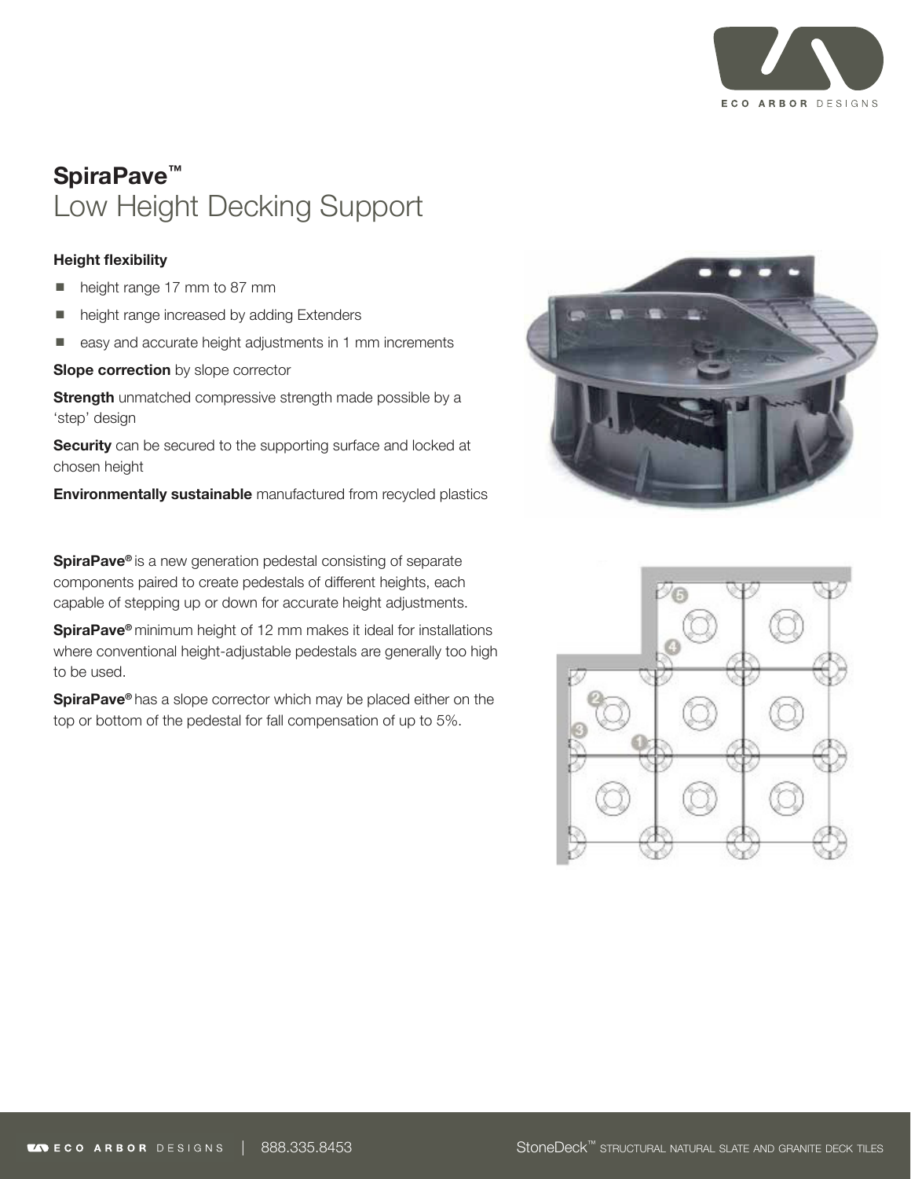# SpiraPave™

## Low Height Decking Support

**Height flexibility**

- height range 17 mm to 87 mm
- height range increased by adding Extenders
- easy and accurate height adjustments in 1 mm increments

**Slope correction** by slope corrector

**Strength** unmatched compressive strength made possible by a 'step' design

**Security** can be secured to the supporting surface and locked at chosen height

**Environmentally sustainable** manufactured from recycled plastics

**SpiraPave®** is a new generation pedestal consisting of separate components paired to create pedestals of different heights, each capable of stepping up or down for accurate height adjustments.

**SpiraPave®** minimum height of 12 mm makes it ideal for installations where conventional height-adjustable pedestals are generally too high to be used.

**SpiraPave®** has a slope corrector which may be placed either on the top or bottom of the pedestal for fall compensation of up to 5%.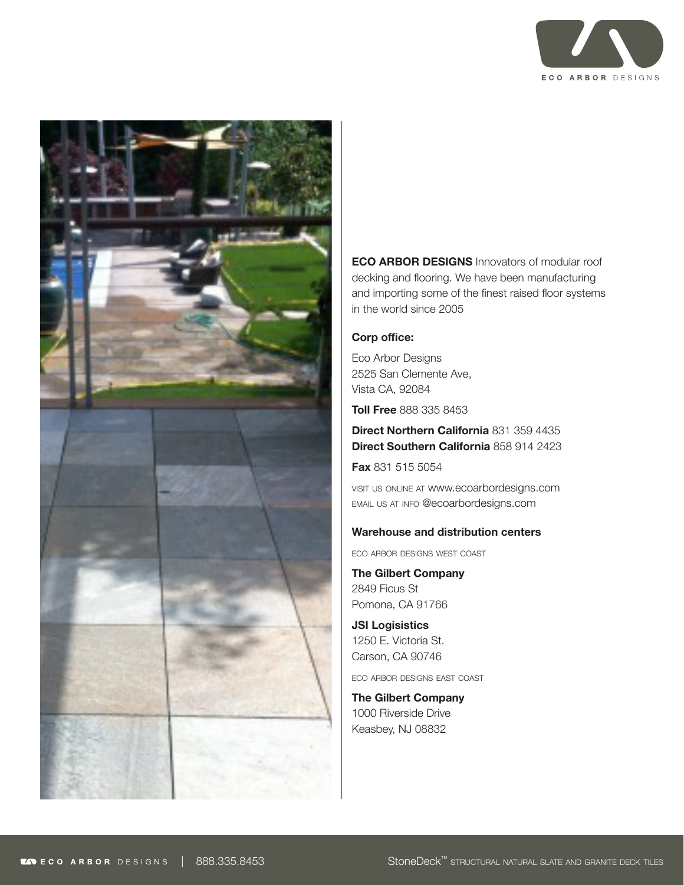**ECO ARBOR DESIGNS** Innovators of modular roof decking and flooring. We have been manufacturing and importing some of the finest raised floor systems in the world since 2005

**Corp office:**

Eco Arbor Designs
2525 San Clemente Ave,
Vista CA, 92084

**Toll Free** 888 335 8453

**Direct Northern California** 831 359 4435
**Direct Southern California** 858 914 2423

**Fax** 831 515 5054

VISIT US ONLINE AT www.ecoarbordesigns.com
EMAIL US AT INFO @ecoarbordesigns.com

**Warehouse and distribution centers**

ECO ARBOR DESIGNS WEST COAST

**The Gilbert Company**
2849 Ficus St
Pomona, CA 91766

**JSI Logisistics**
1250 E. Victoria St.
Carson, CA 90746

ECO ARBOR DESIGNS EAST COAST

**The Gilbert Company**
1000 Riverside Drive
Keasbey, NJ 08832